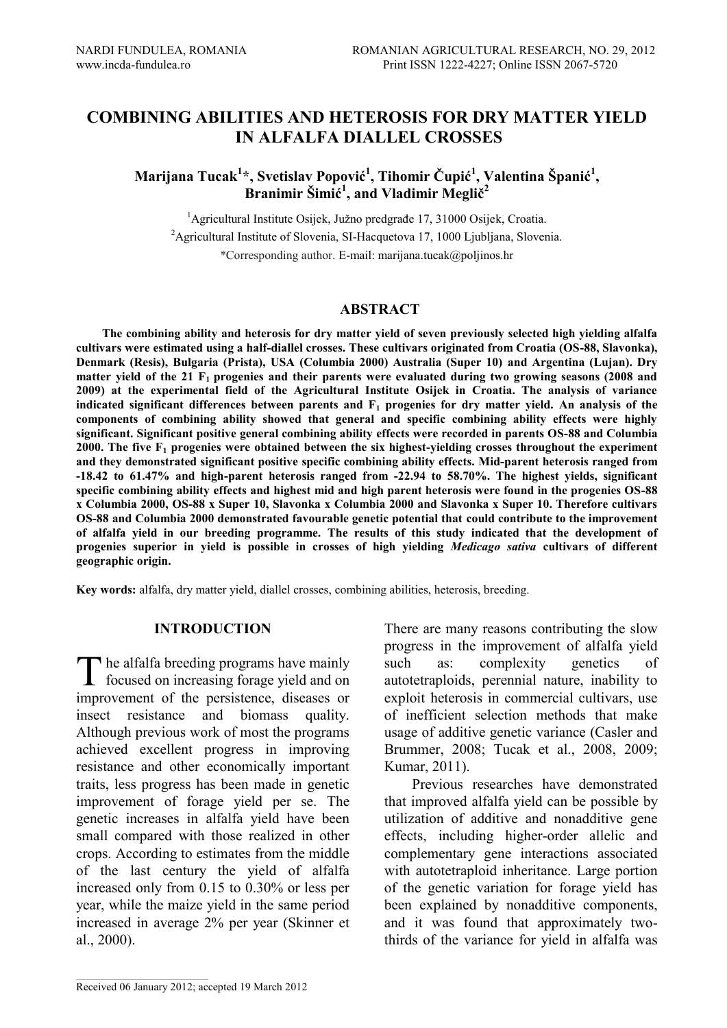# COMBINING ABILITIES AND HETEROSIS FOR DRY MATTER YIELD IN ALFALFA DIALLEL CROSSES

**Marijana Tucak[1]*, Svetislav Popović[1], Tihomir Čupić[1], Valentina Španić[1], Branimir Šimić[1], and Vladimir Meglič[2]**

[1]Agricultural Institute Osijek, Južno predgrađe 17, 31000 Osijek, Croatia.

[2]Agricultural Institute of Slovenia, SI-Hacquetova 17, 1000 Ljubljana, Slovenia.

*Corresponding author. E-mail: marijana.tucak@poljinos.hr

## ABSTRACT

**The combining ability and heterosis for dry matter yield of seven previously selected high yielding alfalfa cultivars were estimated using a half-diallel crosses. These cultivars originated from Croatia (OS-88, Slavonka), Denmark (Resis), Bulgaria (Prista), USA (Columbia 2000) Australia (Super 10) and Argentina (Lujan). Dry matter yield of the 21 $F_1$ progenies and their parents were evaluated during two growing seasons (2008 and 2009) at the experimental field of the Agricultural Institute Osijek in Croatia. The analysis of variance indicated significant differences between parents and $F_1$ progenies for dry matter yield. An analysis of the components of combining ability showed that general and specific combining ability effects were highly significant. Significant positive general combining ability effects were recorded in parents OS-88 and Columbia 2000. The five $F_1$ progenies were obtained between the six highest-yielding crosses throughout the experiment and they demonstrated significant positive specific combining ability effects. Mid-parent heterosis ranged from -18.42 to 61.47% and high-parent heterosis ranged from -22.94 to 58.70%. The highest yields, significant specific combining ability effects and highest mid and high parent heterosis were found in the progenies OS-88 x Columbia 2000, OS-88 x Super 10, Slavonka x Columbia 2000 and Slavonka x Super 10. Therefore cultivars OS-88 and Columbia 2000 demonstrated favourable genetic potential that could contribute to the improvement of alfalfa yield in our breeding programme. The results of this study indicated that the development of progenies superior in yield is possible in crosses of high yielding *Medicago sativa* cultivars of different geographic origin.**

**Key words:** alfalfa, dry matter yield, diallel crosses, combining abilities, heterosis, breeding.

## INTRODUCTION

The alfalfa breeding programs have mainly focused on increasing forage yield and on improvement of the persistence, diseases or insect resistance and biomass quality. Although previous work of most the programs achieved excellent progress in improving resistance and other economically important traits, less progress has been made in genetic improvement of forage yield per se. The genetic increases in alfalfa yield have been small compared with those realized in other crops. According to estimates from the middle of the last century the yield of alfalfa increased only from 0.15 to 0.30% or less per year, while the maize yield in the same period increased in average 2% per year (Skinner et al., 2000).

There are many reasons contributing the slow progress in the improvement of alfalfa yield such as: complexity genetics of autotetraploids, perennial nature, inability to exploit heterosis in commercial cultivars, use of inefficient selection methods that make usage of additive genetic variance (Casler and Brummer, 2008; Tucak et al., 2008, 2009; Kumar, 2011).

Previous researches have demonstrated that improved alfalfa yield can be possible by utilization of additive and nonadditive gene effects, including higher-order allelic and complementary gene interactions associated with autotetraploid inheritance. Large portion of the genetic variation for forage yield has been explained by nonadditive components, and it was found that approximately two-thirds of the variance for yield in alfalfa was

Received 06 January 2012; accepted 19 March 2012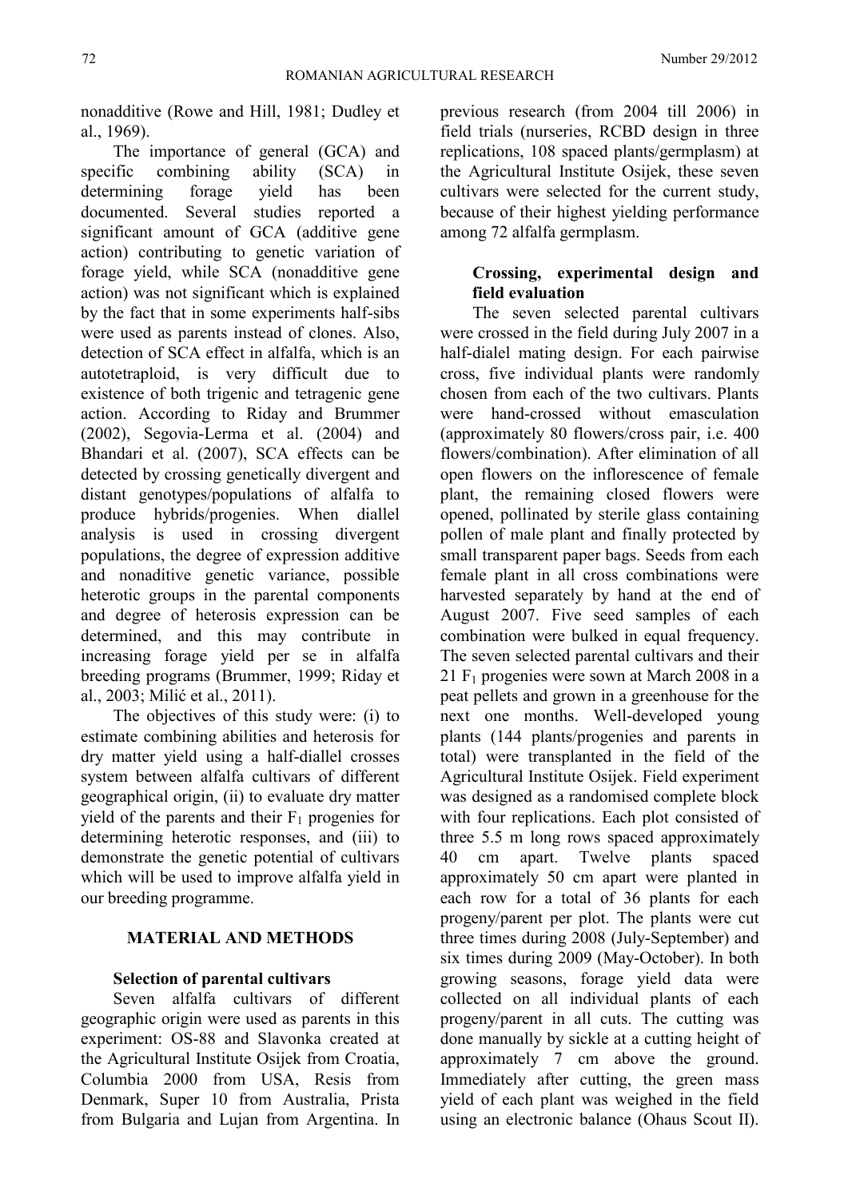nonadditive (Rowe and Hill, 1981; Dudley et al., 1969).

The importance of general (GCA) and specific combining ability (SCA) in determining forage yield has been documented. Several studies reported a significant amount of GCA (additive gene action) contributing to genetic variation of forage yield, while SCA (nonadditive gene action) was not significant which is explained by the fact that in some experiments half-sibs were used as parents instead of clones. Also, detection of SCA effect in alfalfa, which is an autotetraploid, is very difficult due to existence of both trigenic and tetragenic gene action. According to Riday and Brummer (2002), Segovia-Lerma et al. (2004) and Bhandari et al. (2007), SCA effects can be detected by crossing genetically divergent and distant genotypes/populations of alfalfa to produce hybrids/progenies. When diallel analysis is used in crossing divergent populations, the degree of expression additive and nonaditive genetic variance, possible heterotic groups in the parental components and degree of heterosis expression can be determined, and this may contribute in increasing forage yield per se in alfalfa breeding programs (Brummer, 1999; Riday et al., 2003; Milić et al., 2011).

The objectives of this study were: (i) to estimate combining abilities and heterosis for dry matter yield using a half-diallel crosses system between alfalfa cultivars of different geographical origin, (ii) to evaluate dry matter yield of the parents and their $F_1$ progenies for determining heterotic responses, and (iii) to demonstrate the genetic potential of cultivars which will be used to improve alfalfa yield in our breeding programme.

## MATERIAL AND METHODS

### Selection of parental cultivars

Seven alfalfa cultivars of different geographic origin were used as parents in this experiment: OS-88 and Slavonka created at the Agricultural Institute Osijek from Croatia, Columbia 2000 from USA, Resis from Denmark, Super 10 from Australia, Prista from Bulgaria and Lujan from Argentina. In previous research (from 2004 till 2006) in field trials (nurseries, RCBD design in three replications, 108 spaced plants/germplasm) at the Agricultural Institute Osijek, these seven cultivars were selected for the current study, because of their highest yielding performance among 72 alfalfa germplasm.

### Crossing, experimental design and field evaluation

The seven selected parental cultivars were crossed in the field during July 2007 in a half-dialel mating design. For each pairwise cross, five individual plants were randomly chosen from each of the two cultivars. Plants were hand-crossed without emasculation (approximately 80 flowers/cross pair, i.e. 400 flowers/combination). After elimination of all open flowers on the inflorescence of female plant, the remaining closed flowers were opened, pollinated by sterile glass containing pollen of male plant and finally protected by small transparent paper bags. Seeds from each female plant in all cross combinations were harvested separately by hand at the end of August 2007. Five seed samples of each combination were bulked in equal frequency. The seven selected parental cultivars and their 21 $F_1$ progenies were sown at March 2008 in a peat pellets and grown in a greenhouse for the next one months. Well-developed young plants (144 plants/progenies and parents in total) were transplanted in the field of the Agricultural Institute Osijek. Field experiment was designed as a randomised complete block with four replications. Each plot consisted of three 5.5 m long rows spaced approximately 40 cm apart. Twelve plants spaced approximately 50 cm apart were planted in each row for a total of 36 plants for each progeny/parent per plot. The plants were cut three times during 2008 (July-September) and six times during 2009 (May-October). In both growing seasons, forage yield data were collected on all individual plants of each progeny/parent in all cuts. The cutting was done manually by sickle at a cutting height of approximately 7 cm above the ground. Immediately after cutting, the green mass yield of each plant was weighed in the field using an electronic balance (Ohaus Scout II).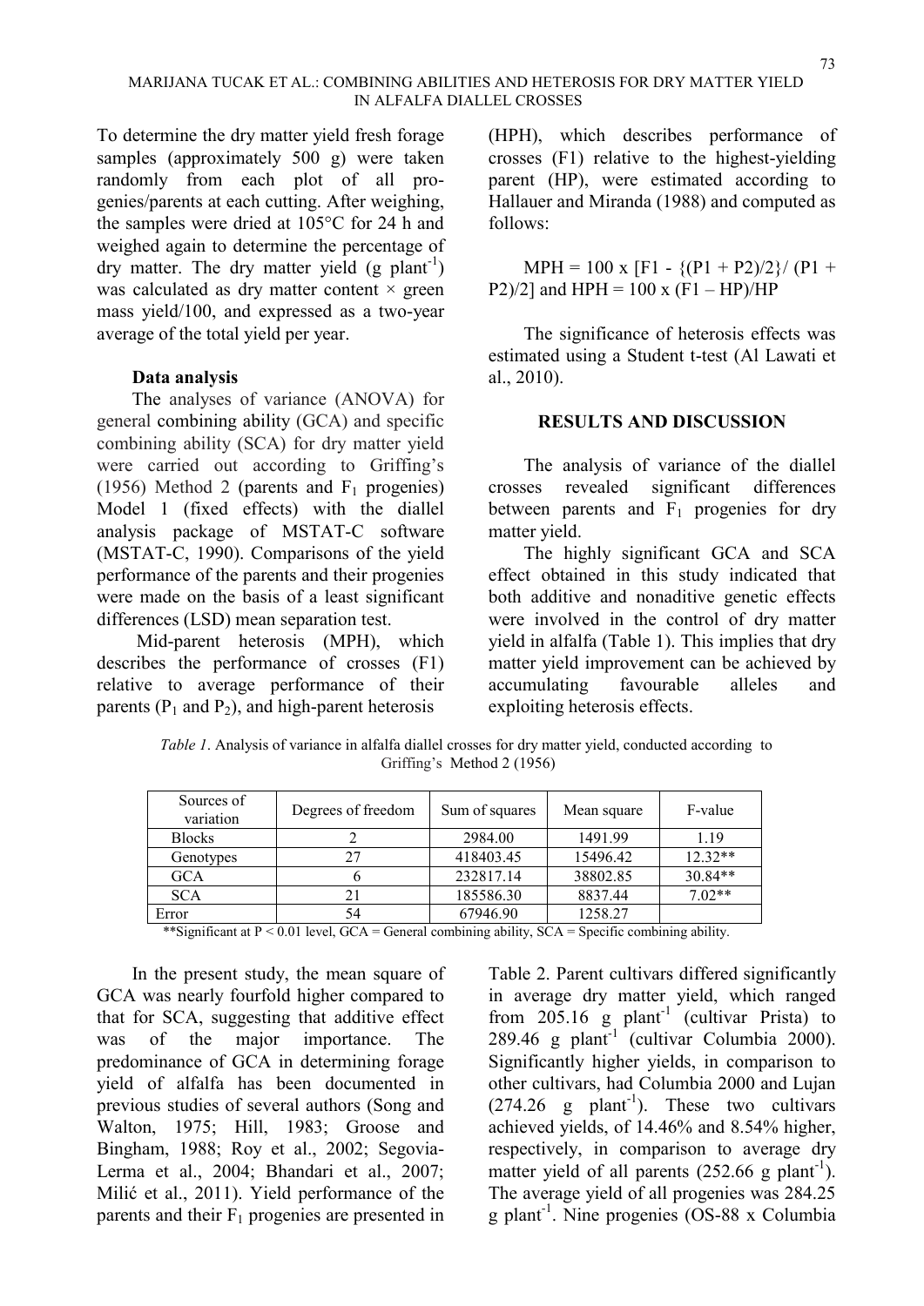To determine the dry matter yield fresh forage samples (approximately 500 g) were taken randomly from each plot of all progenies/parents at each cutting. After weighing, the samples were dried at 105°C for 24 h and weighed again to determine the percentage of dry matter. The dry matter yield (g plant$^{-1}$) was calculated as dry matter content × green mass yield/100, and expressed as a two-year average of the total yield per year.

### Data analysis

The analyses of variance (ANOVA) for general combining ability (GCA) and specific combining ability (SCA) for dry matter yield were carried out according to Griffing's (1956) Method 2 (parents and $F_1$ progenies) Model 1 (fixed effects) with the diallel analysis package of MSTAT-C software (MSTAT-C, 1990). Comparisons of the yield performance of the parents and their progenies were made on the basis of a least significant differences (LSD) mean separation test.

Mid-parent heterosis (MPH), which describes the performance of crosses (F1) relative to average performance of their parents ($P_1$ and $P_2$), and high-parent heterosis (HPH), which describes performance of crosses (F1) relative to the highest-yielding parent (HP), were estimated according to Hallauer and Miranda (1988) and computed as follows:

$$MPH = 100 \times [F1 - \{(P1 + P2)/2\} / (P1 + P2)/2] \text{ and } HPH = 100 \times (F1 - HP)/HP$$

The significance of heterosis effects was estimated using a Student t-test (Al Lawati et al., 2010).

## RESULTS AND DISCUSSION

The analysis of variance of the diallel crosses revealed significant differences between parents and $F_1$ progenies for dry matter yield.

The highly significant GCA and SCA effect obtained in this study indicated that both additive and nonaditive genetic effects were involved in the control of dry matter yield in alfalfa (Table 1). This implies that dry matter yield improvement can be achieved by accumulating favourable alleles and exploiting heterosis effects.

*Table 1*. Analysis of variance in alfalfa diallel crosses for dry matter yield, conducted according to Griffing's Method 2 (1956)

| Sources of variation | Degrees of freedom | Sum of squares | Mean square | F-value |
|---|---|---|---|---|
| Blocks | 2 | 2984.00 | 1491.99 | 1.19 |
| Genotypes | 27 | 418403.45 | 15496.42 | 12.32** |
| GCA | 6 | 232817.14 | 38802.85 | 30.84** |
| SCA | 21 | 185586.30 | 8837.44 | 7.02** |
| Error | 54 | 67946.90 | 1258.27 | |

**Significant at $P < 0.01$ level, GCA = General combining ability, SCA = Specific combining ability.

In the present study, the mean square of GCA was nearly fourfold higher compared to that for SCA, suggesting that additive effect was of the major importance. The predominance of GCA in determining forage yield of alfalfa has been documented in previous studies of several authors (Song and Walton, 1975; Hill, 1983; Groose and Bingham, 1988; Roy et al., 2002; Segovia-Lerma et al., 2004; Bhandari et al., 2007; Milić et al., 2011). Yield performance of the parents and their $F_1$ progenies are presented in Table 2. Parent cultivars differed significantly in average dry matter yield, which ranged from 205.16 g plant$^{-1}$ (cultivar Prista) to 289.46 g plant$^{-1}$ (cultivar Columbia 2000). Significantly higher yields, in comparison to other cultivars, had Columbia 2000 and Lujan (274.26 g plant$^{-1}$). These two cultivars achieved yields, of 14.46% and 8.54% higher, respectively, in comparison to average dry matter yield of all parents (252.66 g plant$^{-1}$). The average yield of all progenies was 284.25 g plant$^{-1}$. Nine progenies (OS-88 x Columbia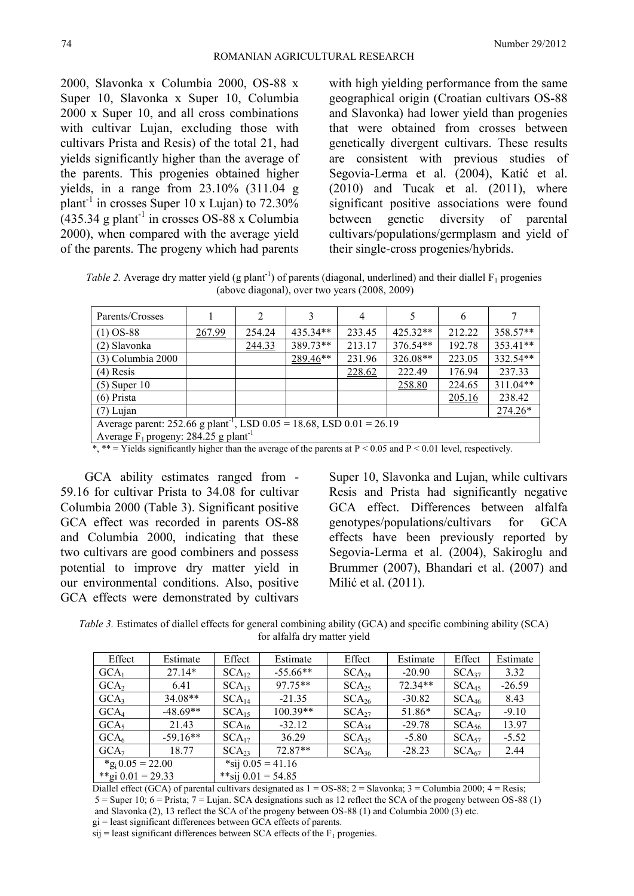2000, Slavonka x Columbia 2000, OS-88 x Super 10, Slavonka x Super 10, Columbia 2000 x Super 10, and all cross combinations with cultivar Lujan, excluding those with cultivars Prista and Resis) of the total 21, had yields significantly higher than the average of the parents. This progenies obtained higher yields, in a range from 23.10% (311.04 g $plant^{-1}$ in crosses Super 10 x Lujan) to 72.30% (435.34 g $plant^{-1}$ in crosses OS-88 x Columbia 2000), when compared with the average yield of the parents. The progeny which had parents with high yielding performance from the same geographical origin (Croatian cultivars OS-88 and Slavonka) had lower yield than progenies that were obtained from crosses between genetically divergent cultivars. These results are consistent with previous studies of Segovia-Lerma et al. (2004), Katić et al. (2010) and Tucak et al. (2011), where significant positive associations were found between genetic diversity of parental cultivars/populations/germplasm and yield of their single-cross progenies/hybrids.

*Table 2.* Average dry matter yield (g $plant^{-1}$) of parents (diagonal, underlined) and their diallel $F_1$ progenies (above diagonal), over two years (2008, 2009)

| Parents/Crosses | 1 | 2 | 3 | 4 | 5 | 6 | 7 |
|---|---|---|---|---|---|---|---|
| (1) OS-88 | <u>267.99</u> | 254.24 | 435.34** | 233.45 | 425.32** | 212.22 | 358.57** |
| (2) Slavonka | | <u>244.33</u> | 389.73** | 213.17 | 376.54** | 192.78 | 353.41** |
| (3) Columbia 2000 | | | <u>289.46</u>** | 231.96 | 326.08** | 223.05 | 332.54** |
| (4) Resis | | | | <u>228.62</u> | 222.49 | 176.94 | 237.33 |
| (5) Super 10 | | | | | <u>258.80</u> | 224.65 | 311.04** |
| (6) Prista | | | | | | <u>205.16</u> | 238.42 |
| (7) Lujan | | | | | | | <u>274.26</u>* |
| Average parent: 252.66 g $plant^{-1}$, LSD 0.05 = 18.68, LSD 0.01 = 26.19 | | | | | | | |
| Average $F_1$ progeny: 284.25 g $plant^{-1}$ | | | | | | | |

*, ** = Yields significantly higher than the average of the parents at $P < 0.05$ and $P < 0.01$ level, respectively.

GCA ability estimates ranged from -59.16 for cultivar Prista to 34.08 for cultivar Columbia 2000 (Table 3). Significant positive GCA effect was recorded in parents OS-88 and Columbia 2000, indicating that these two cultivars are good combiners and possess potential to improve dry matter yield in our environmental conditions. Also, positive GCA effects were demonstrated by cultivars Super 10, Slavonka and Lujan, while cultivars Resis and Prista had significantly negative GCA effect. Differences between alfalfa genotypes/populations/cultivars for GCA effects have been previously reported by Segovia-Lerma et al. (2004), Sakiroglu and Brummer (2007), Bhandari et al. (2007) and Milić et al. (2011).

*Table 3.* Estimates of diallel effects for general combining ability (GCA) and specific combining ability (SCA) for alfalfa dry matter yield

| Effect | Estimate | Effect | Estimate | Effect | Estimate | Effect | Estimate |
|---|---|---|---|---|---|---|---|
| $GCA_1$ | 27.14* | $SCA_{12}$ | -55.66** | $SCA_{24}$ | -20.90 | $SCA_{37}$ | 3.32 |
| $GCA_2$ | 6.41 | $SCA_{13}$ | 97.75** | $SCA_{25}$ | 72.34** | $SCA_{45}$ | -26.59 |
| $GCA_3$ | 34.08** | $SCA_{14}$ | -21.35 | $SCA_{26}$ | -30.82 | $SCA_{46}$ | 8.43 |
| $GCA_4$ | -48.69** | $SCA_{15}$ | 100.39** | $SCA_{27}$ | 51.86* | $SCA_{47}$ | -9.10 |
| $GCA_5$ | 21.43 | $SCA_{16}$ | -32.12 | $SCA_{34}$ | -29.78 | $SCA_{56}$ | 13.97 |
| $GCA_6$ | -59.16** | $SCA_{17}$ | 36.29 | $SCA_{35}$ | -5.80 | $SCA_{57}$ | -5.52 |
| $GCA_7$ | 18.77 | $SCA_{23}$ | 72.87** | $SCA_{36}$ | -28.23 | $SCA_{67}$ | 2.44 |
| *$g_i$ 0.05 = 22.00 | | *sij 0.05 = 41.16 | | | | | |
| **gi 0.01 = 29.33 | | **sij 0.01 = 54.85 | | | | | |

Diallel effect (GCA) of parental cultivars designated as 1 = OS-88; 2 = Slavonka; 3 = Columbia 2000; 4 = Resis; 5 = Super 10; 6 = Prista; 7 = Lujan. SCA designations such as 12 reflect the SCA of the progeny between OS-88 (1) and Slavonka (2), 13 reflect the SCA of the progeny between OS-88 (1) and Columbia 2000 (3) etc.

gi = least significant differences between GCA effects of parents.

sij = least significant differences between SCA effects of the $F_1$ progenies.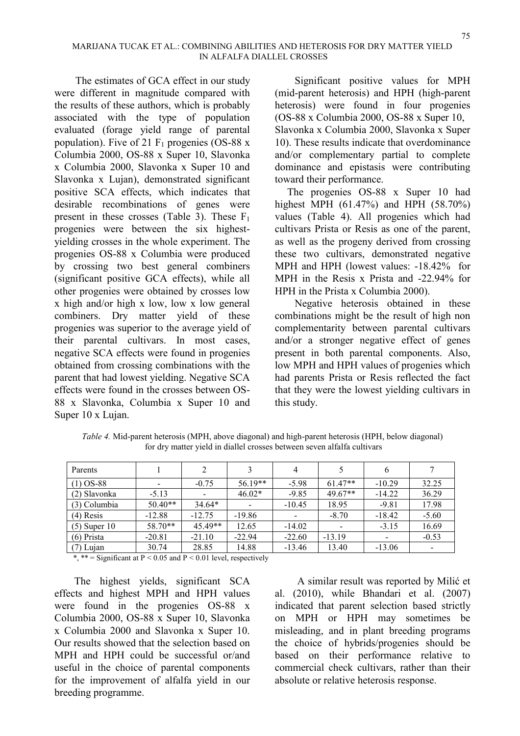The estimates of GCA effect in our study were different in magnitude compared with the results of these authors, which is probably associated with the type of population evaluated (forage yield range of parental population). Five of 21 $F_1$ progenies (OS-88 x Columbia 2000, OS-88 x Super 10, Slavonka x Columbia 2000, Slavonka x Super 10 and Slavonka x Lujan), demonstrated significant positive SCA effects, which indicates that desirable recombinations of genes were present in these crosses (Table 3). These $F_1$ progenies were between the six highest-yielding crosses in the whole experiment. The progenies OS-88 x Columbia were produced by crossing two best general combiners (significant positive GCA effects), while all other progenies were obtained by crosses low x high and/or high x low, low x low general combiners. Dry matter yield of these progenies was superior to the average yield of their parental cultivars. In most cases, negative SCA effects were found in progenies obtained from crossing combinations with the parent that had lowest yielding. Negative SCA effects were found in the crosses between OS-88 x Slavonka, Columbia x Super 10 and Super 10 x Lujan.

Significant positive values for MPH (mid-parent heterosis) and HPH (high-parent heterosis) were found in four progenies (OS-88 x Columbia 2000, OS-88 x Super 10, Slavonka x Columbia 2000, Slavonka x Super 10). These results indicate that overdominance and/or complementary partial to complete dominance and epistasis were contributing toward their performance.

The progenies OS-88 x Super 10 had highest MPH (61.47%) and HPH (58.70%) values (Table 4). All progenies which had cultivars Prista or Resis as one of the parent, as well as the progeny derived from crossing these two cultivars, demonstrated negative MPH and HPH (lowest values: -18.42% for MPH in the Resis x Prista and -22.94% for HPH in the Prista x Columbia 2000).

Negative heterosis obtained in these combinations might be the result of high non complementarity between parental cultivars and/or a stronger negative effect of genes present in both parental components. Also, low MPH and HPH values of progenies which had parents Prista or Resis reflected the fact that they were the lowest yielding cultivars in this study.

*Table 4.* Mid-parent heterosis (MPH, above diagonal) and high-parent heterosis (HPH, below diagonal) for dry matter yield in diallel crosses between seven alfalfa cultivars

| Parents | 1 | 2 | 3 | 4 | 5 | 6 | 7 |
|---|---|---|---|---|---|---|---|
| (1) OS-88 | - | -0.75 | 56.19** | -5.98 | 61.47** | -10.29 | 32.25 |
| (2) Slavonka | -5.13 | - | 46.02* | -9.85 | 49.67** | -14.22 | 36.29 |
| (3) Columbia | 50.40** | 34.64* | - | -10.45 | 18.95 | -9.81 | 17.98 |
| (4) Resis | -12.88 | -12.75 | -19.86 | - | -8.70 | -18.42 | -5.60 |
| (5) Super 10 | 58.70** | 45.49** | 12.65 | -14.02 | - | -3.15 | 16.69 |
| (6) Prista | -20.81 | -21.10 | -22.94 | -22.60 | -13.19 | - | -0.53 |
| (7) Lujan | 30.74 | 28.85 | 14.88 | -13.46 | 13.40 | -13.06 | - |

*, ** = Significant at $P < 0.05$ and $P < 0.01$ level, respectively

The highest yields, significant SCA effects and highest MPH and HPH values were found in the progenies OS-88 x Columbia 2000, OS-88 x Super 10, Slavonka x Columbia 2000 and Slavonka x Super 10. Our results showed that the selection based on MPH and HPH could be successful or/and useful in the choice of parental components for the improvement of alfalfa yield in our breeding programme.

A similar result was reported by Milić et al. (2010), while Bhandari et al. (2007) indicated that parent selection based strictly on MPH or HPH may sometimes be misleading, and in plant breeding programs the choice of hybrids/progenies should be based on their performance relative to commercial check cultivars, rather than their absolute or relative heterosis response.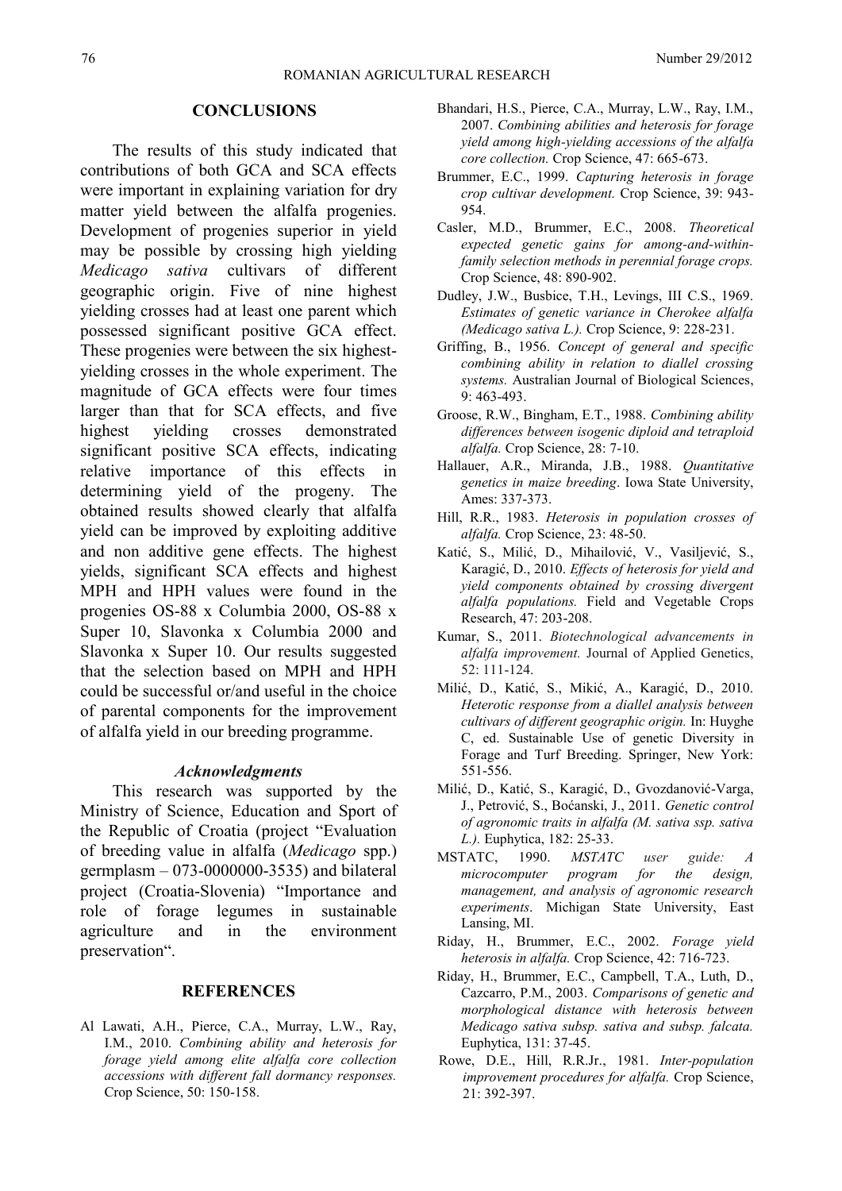## CONCLUSIONS

The results of this study indicated that contributions of both GCA and SCA effects were important in explaining variation for dry matter yield between the alfalfa progenies. Development of progenies superior in yield may be possible by crossing high yielding *Medicago sativa* cultivars of different geographic origin. Five of nine highest yielding crosses had at least one parent which possessed significant positive GCA effect. These progenies were between the six highest-yielding crosses in the whole experiment. The magnitude of GCA effects were four times larger than that for SCA effects, and five highest yielding crosses demonstrated significant positive SCA effects, indicating relative importance of this effects in determining yield of the progeny. The obtained results showed clearly that alfalfa yield can be improved by exploiting additive and non additive gene effects. The highest yields, significant SCA effects and highest MPH and HPH values were found in the progenies OS-88 x Columbia 2000, OS-88 x Super 10, Slavonka x Columbia 2000 and Slavonka x Super 10. Our results suggested that the selection based on MPH and HPH could be successful or/and useful in the choice of parental components for the improvement of alfalfa yield in our breeding programme.

### *Acknowledgments*

This research was supported by the Ministry of Science, Education and Sport of the Republic of Croatia (project "Evaluation of breeding value in alfalfa (*Medicago* spp.) germplasm – 073-0000000-3535) and bilateral project (Croatia-Slovenia) "Importance and role of forage legumes in sustainable agriculture and in the environment preservation".

## REFERENCES

Al Lawati, A.H., Pierce, C.A., Murray, L.W., Ray, I.M., 2010. *Combining ability and heterosis for forage yield among elite alfalfa core collection accessions with different fall dormancy responses.* Crop Science, 50: 150-158.

Bhandari, H.S., Pierce, C.A., Murray, L.W., Ray, I.M., 2007. *Combining abilities and heterosis for forage yield among high-yielding accessions of the alfalfa core collection.* Crop Science, 47: 665-673.

Brummer, E.C., 1999. *Capturing heterosis in forage crop cultivar development.* Crop Science, 39: 943-954.

Casler, M.D., Brummer, E.C., 2008. *Theoretical expected genetic gains for among-and-within-family selection methods in perennial forage crops.* Crop Science, 48: 890-902.

Dudley, J.W., Busbice, T.H., Levings, III C.S., 1969. *Estimates of genetic variance in Cherokee alfalfa (Medicago sativa L.).* Crop Science, 9: 228-231.

Griffing, B., 1956. *Concept of general and specific combining ability in relation to diallel crossing systems.* Australian Journal of Biological Sciences, 9: 463-493.

Groose, R.W., Bingham, E.T., 1988. *Combining ability differences between isogenic diploid and tetraploid alfalfa.* Crop Science, 28: 7-10.

Hallauer, A.R., Miranda, J.B., 1988. *Quantitative genetics in maize breeding*. Iowa State University, Ames: 337-373.

Hill, R.R., 1983. *Heterosis in population crosses of alfalfa.* Crop Science, 23: 48-50.

Katić, S., Milić, D., Mihailović, V., Vasiljević, S., Karagić, D., 2010. *Effects of heterosis for yield and yield components obtained by crossing divergent alfalfa populations.* Field and Vegetable Crops Research, 47: 203-208.

Kumar, S., 2011. *Biotechnological advancements in alfalfa improvement.* Journal of Applied Genetics, 52: 111-124.

Milić, D., Katić, S., Mikić, A., Karagić, D., 2010. *Heterotic response from a diallel analysis between cultivars of different geographic origin.* In: Huyghe C, ed. Sustainable Use of genetic Diversity in Forage and Turf Breeding. Springer, New York: 551-556.

Milić, D., Katić, S., Karagić, D., Gvozdanović-Varga, J., Petrović, S., Boćanski, J., 2011. *Genetic control of agronomic traits in alfalfa (M. sativa ssp. sativa L.).* Euphytica, 182: 25-33.

MSTATC, 1990. *MSTATC user guide: A microcomputer program for the design, management, and analysis of agronomic research experiments*. Michigan State University, East Lansing, MI.

Riday, H., Brummer, E.C., 2002. *Forage yield heterosis in alfalfa.* Crop Science, 42: 716-723.

Riday, H., Brummer, E.C., Campbell, T.A., Luth, D., Cazcarro, P.M., 2003. *Comparisons of genetic and morphological distance with heterosis between Medicago sativa subsp. sativa and subsp. falcata.* Euphytica, 131: 37-45.

Rowe, D.E., Hill, R.R.Jr., 1981. *Inter-population improvement procedures for alfalfa.* Crop Science, 21: 392-397.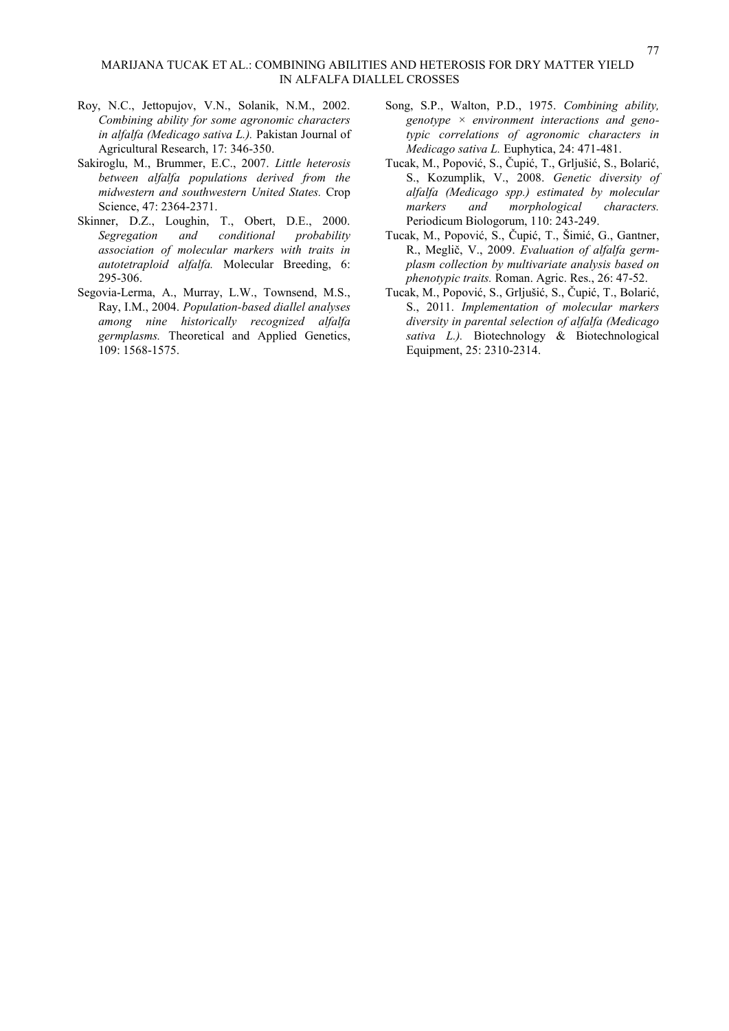Roy, N.C., Jettopujov, V.N., Solanik, N.M., 2002. *Combining ability for some agronomic characters in alfalfa (Medicago sativa L.).* Pakistan Journal of Agricultural Research, 17: 346-350.

Sakiroglu, M., Brummer, E.C., 2007. *Little heterosis between alfalfa populations derived from the midwestern and southwestern United States.* Crop Science, 47: 2364-2371.

Skinner, D.Z., Loughin, T., Obert, D.E., 2000. *Segregation and conditional probability association of molecular markers with traits in autotetraploid alfalfa.* Molecular Breeding, 6: 295-306.

Segovia-Lerma, A., Murray, L.W., Townsend, M.S., Ray, I.M., 2004. *Population-based diallel analyses among nine historically recognized alfalfa germplasms.* Theoretical and Applied Genetics, 109: 1568-1575.

Song, S.P., Walton, P.D., 1975. *Combining ability, genotype × environment interactions and genotypic correlations of agronomic characters in Medicago sativa L.* Euphytica, 24: 471-481.

Tucak, M., Popović, S., Čupić, T., Grljušić, S., Bolarić, S., Kozumplik, V., 2008. *Genetic diversity of alfalfa (Medicago spp.) estimated by molecular markers and morphological characters.* Periodicum Biologorum, 110: 243-249.

Tucak, M., Popović, S., Čupić, T., Šimić, G., Gantner, R., Meglič, V., 2009. *Evaluation of alfalfa germplasm collection by multivariate analysis based on phenotypic traits.* Roman. Agric. Res., 26: 47-52.

Tucak, M., Popović, S., Grljušić, S., Čupić, T., Bolarić, S., 2011. *Implementation of molecular markers diversity in parental selection of alfalfa (Medicago sativa L.).* Biotechnology & Biotechnological Equipment, 25: 2310-2314.